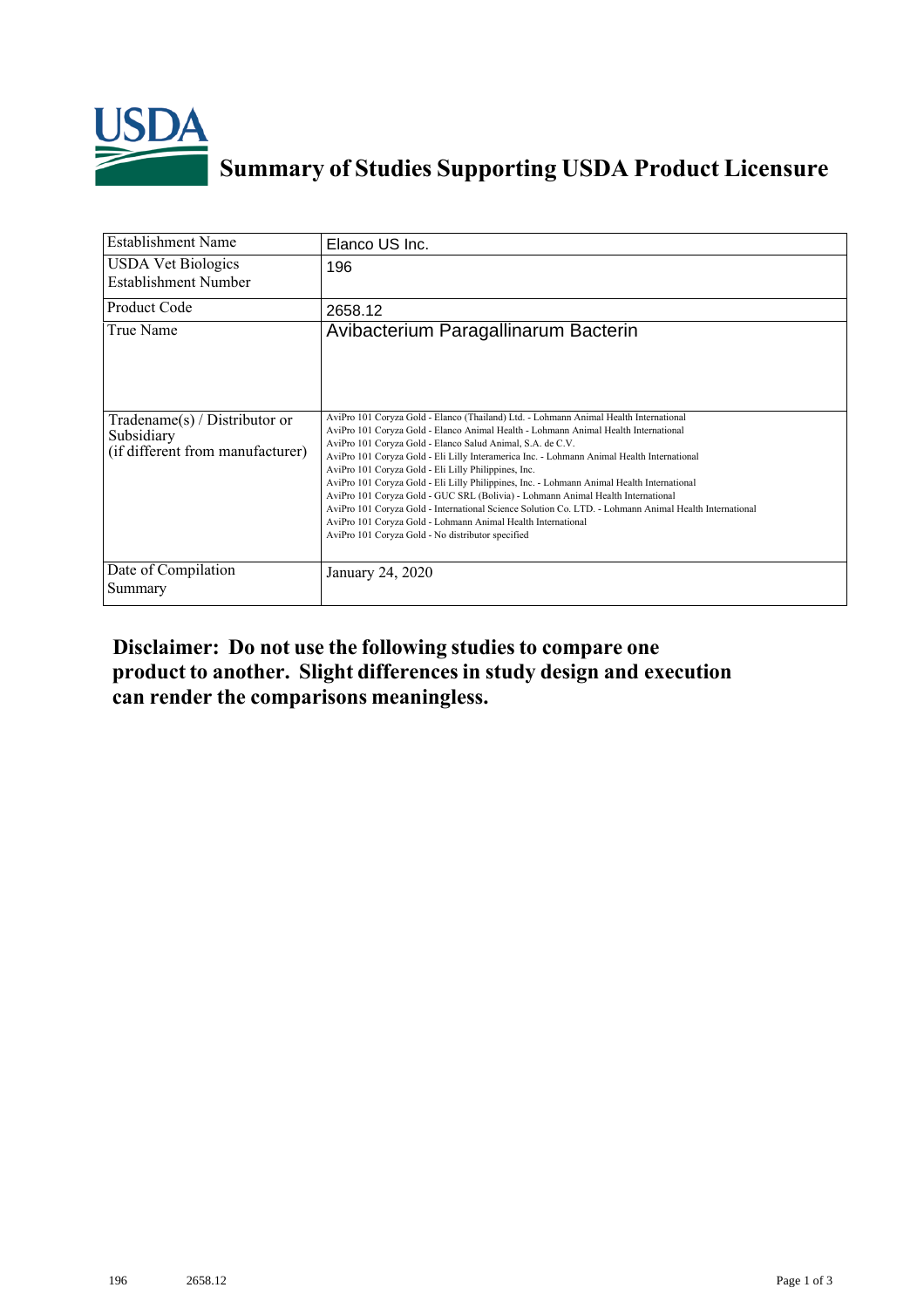# Summary of Studies Supporting USDA Product Licensure

| | |
|---|---|
| Establishment Name | Elanco US Inc. |
| USDA Vet Biologics Establishment Number | 196 |
| Product Code | 2658.12 |
| True Name | Avibacterium Paragallinarum Bacterin |
| Tradename(s) / Distributor or Subsidiary (if different from manufacturer) | AviPro 101 Coryza Gold - Elanco (Thailand) Ltd. - Lohmann Animal Health International<br>AviPro 101 Coryza Gold - Elanco Animal Health - Lohmann Animal Health International<br>AviPro 101 Coryza Gold - Elanco Salud Animal, S.A. de C.V.<br>AviPro 101 Coryza Gold - Eli Lilly Interamerica Inc. - Lohmann Animal Health International<br>AviPro 101 Coryza Gold - Eli Lilly Philippines, Inc.<br>AviPro 101 Coryza Gold - Eli Lilly Philippines, Inc. - Lohmann Animal Health International<br>AviPro 101 Coryza Gold - GUC SRL (Bolivia) - Lohmann Animal Health International<br>AviPro 101 Coryza Gold - International Science Solution Co. LTD. - Lohmann Animal Health International<br>AviPro 101 Coryza Gold - Lohmann Animal Health International<br>AviPro 101 Coryza Gold - No distributor specified |
| Date of Compilation Summary | January 24, 2020 |

**Disclaimer: Do not use the following studies to compare one product to another. Slight differences in study design and execution can render the comparisons meaningless.**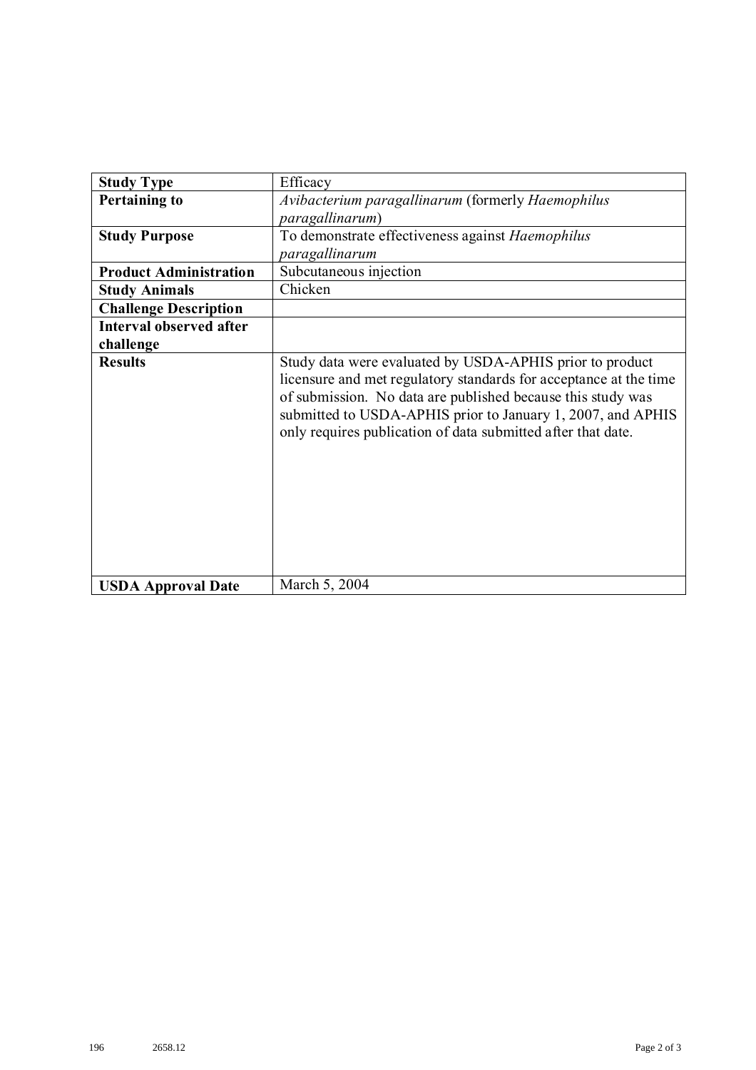| **Study Type** | Efficacy |
|---|---|
| **Pertaining to** | *Avibacterium paragallinarum* (formerly *Haemophilus paragallinarum*) |
| **Study Purpose** | To demonstrate effectiveness against *Haemophilus paragallinarum* |
| **Product Administration** | Subcutaneous injection |
| **Study Animals** | Chicken |
| **Challenge Description** | |
| **Interval observed after challenge** | |
| **Results** | Study data were evaluated by USDA-APHIS prior to product licensure and met regulatory standards for acceptance at the time of submission. No data are published because this study was submitted to USDA-APHIS prior to January 1, 2007, and APHIS only requires publication of data submitted after that date. |
| **USDA Approval Date** | March 5, 2004 |

196 2658.12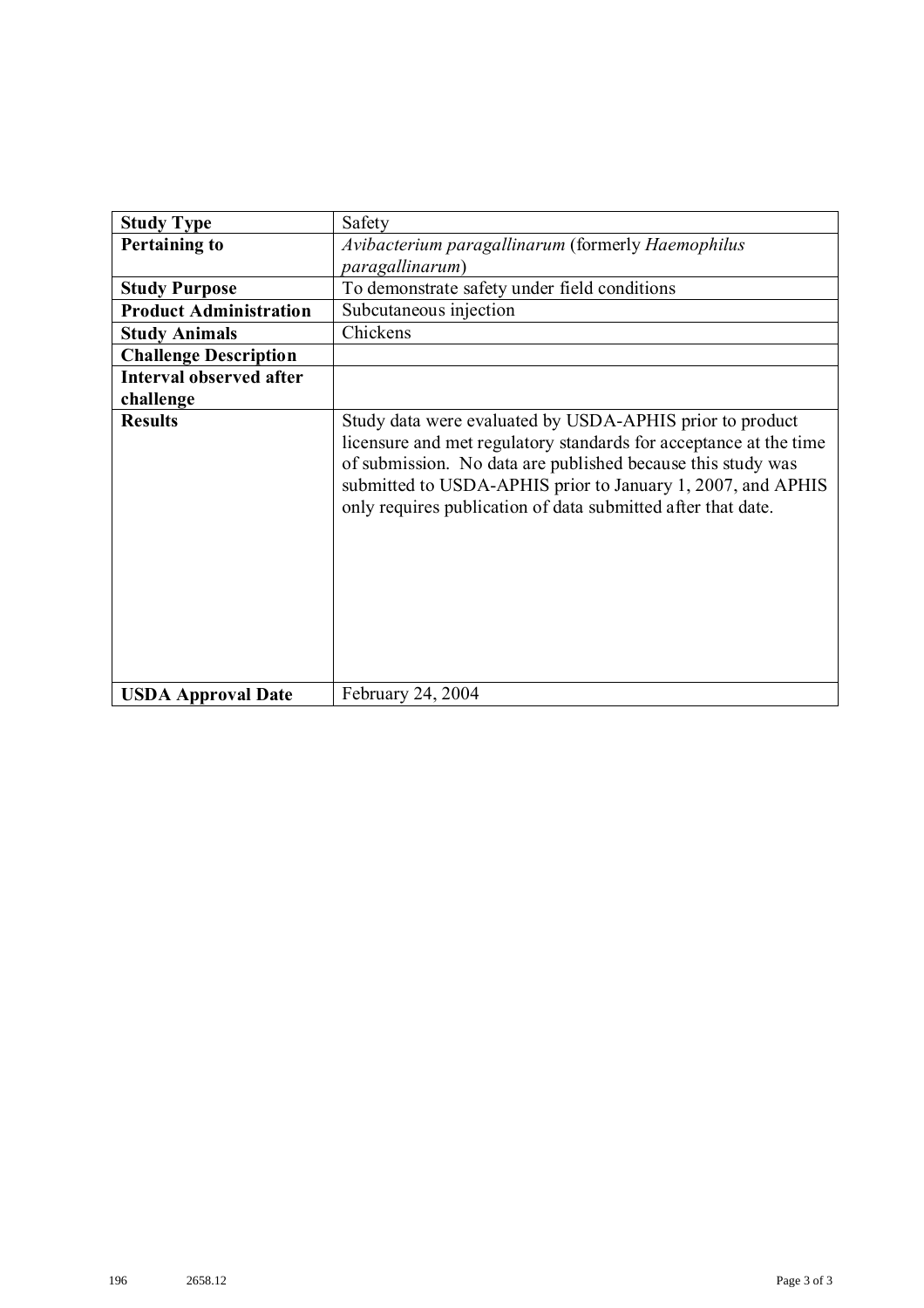| | |
|---|---|
| **Study Type** | Safety |
| **Pertaining to** | *Avibacterium paragallinarum* (formerly *Haemophilus paragallinarum*) |
| **Study Purpose** | To demonstrate safety under field conditions |
| **Product Administration** | Subcutaneous injection |
| **Study Animals** | Chickens |
| **Challenge Description** | |
| **Interval observed after challenge** | |
| **Results** | Study data were evaluated by USDA-APHIS prior to product licensure and met regulatory standards for acceptance at the time of submission. No data are published because this study was submitted to USDA-APHIS prior to January 1, 2007, and APHIS only requires publication of data submitted after that date. |
| **USDA Approval Date** | February 24, 2004 |

196 2658.12